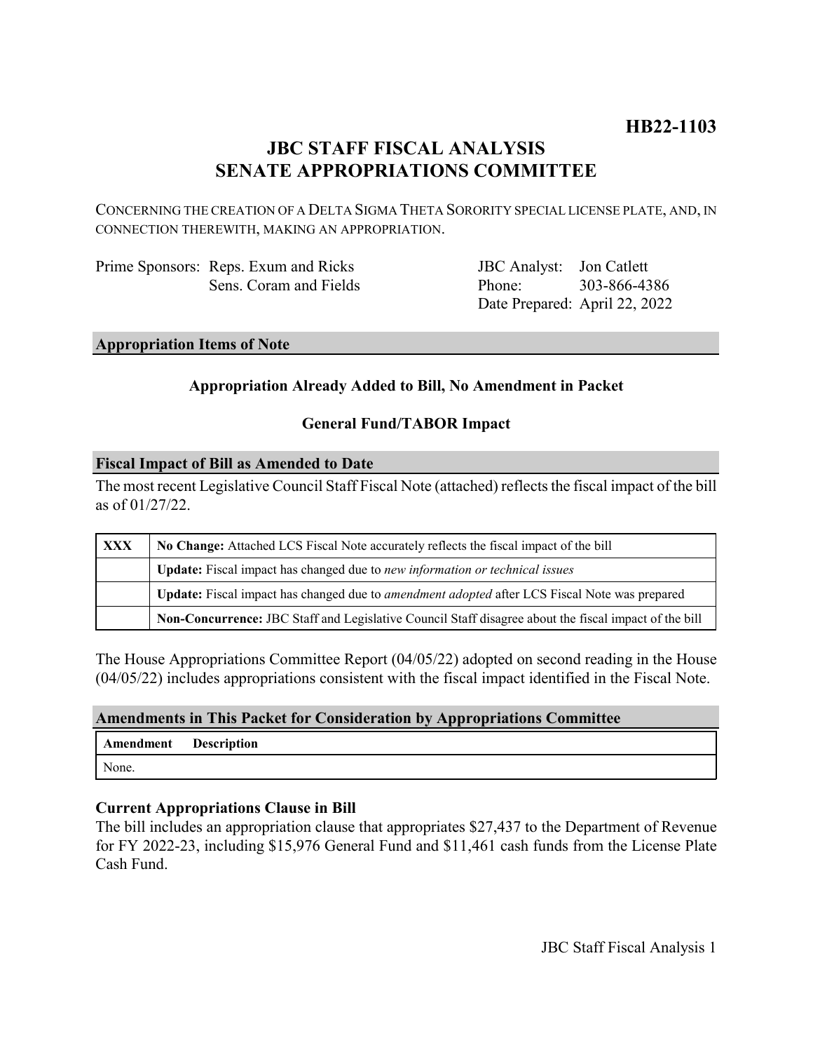**HB22-1103**

# JBC STAFF FISCAL ANALYSIS
# SENATE APPROPRIATIONS COMMITTEE

CONCERNING THE CREATION OF A DELTA SIGMA THETA SORORITY SPECIAL LICENSE PLATE, AND, IN CONNECTION THEREWITH, MAKING AN APPROPRIATION.

Prime Sponsors: Reps. Exum and Ricks
Sens. Coram and Fields

JBC Analyst: Jon Catlett
Phone: 303-866-4386
Date Prepared: April 22, 2022

## Appropriation Items of Note

**Appropriation Already Added to Bill, No Amendment in Packet**

**General Fund/TABOR Impact**

## Fiscal Impact of Bill as Amended to Date

The most recent Legislative Council Staff Fiscal Note (attached) reflects the fiscal impact of the bill as of 01/27/22.

| | |
|---|---|
| **XXX** | **No Change:** Attached LCS Fiscal Note accurately reflects the fiscal impact of the bill |
| | **Update:** Fiscal impact has changed due to *new information or technical issues* |
| | **Update:** Fiscal impact has changed due to *amendment adopted* after LCS Fiscal Note was prepared |
| | **Non-Concurrence:** JBC Staff and Legislative Council Staff disagree about the fiscal impact of the bill |

The House Appropriations Committee Report (04/05/22) adopted on second reading in the House (04/05/22) includes appropriations consistent with the fiscal impact identified in the Fiscal Note.

## Amendments in This Packet for Consideration by Appropriations Committee

| Amendment | Description |
|---|---|
| None. | |

### Current Appropriations Clause in Bill

The bill includes an appropriation clause that appropriates $27,437 to the Department of Revenue for FY 2022-23, including $15,976 General Fund and $11,461 cash funds from the License Plate Cash Fund.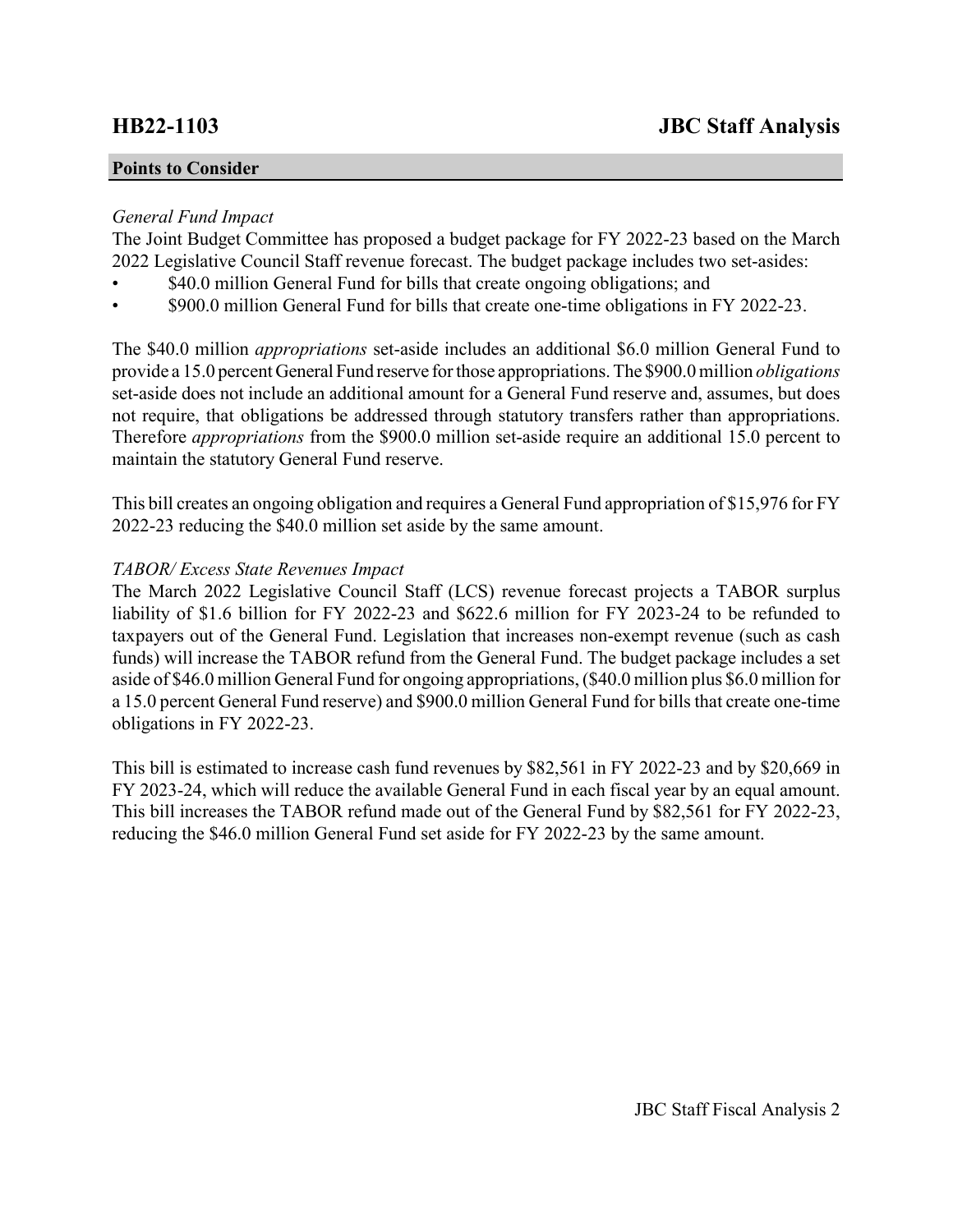## HB22-1103 — JBC Staff Analysis

### Points to Consider

*General Fund Impact*

The Joint Budget Committee has proposed a budget package for FY 2022-23 based on the March 2022 Legislative Council Staff revenue forecast. The budget package includes two set-asides:

- $40.0 million General Fund for bills that create ongoing obligations; and
- $900.0 million General Fund for bills that create one-time obligations in FY 2022-23.

The $40.0 million *appropriations* set-aside includes an additional $6.0 million General Fund to provide a 15.0 percent General Fund reserve for those appropriations. The $900.0 million *obligations* set-aside does not include an additional amount for a General Fund reserve and, assumes, but does not require, that obligations be addressed through statutory transfers rather than appropriations. Therefore *appropriations* from the $900.0 million set-aside require an additional 15.0 percent to maintain the statutory General Fund reserve.

This bill creates an ongoing obligation and requires a General Fund appropriation of $15,976 for FY 2022-23 reducing the $40.0 million set aside by the same amount.

*TABOR/ Excess State Revenues Impact*

The March 2022 Legislative Council Staff (LCS) revenue forecast projects a TABOR surplus liability of $1.6 billion for FY 2022-23 and $622.6 million for FY 2023-24 to be refunded to taxpayers out of the General Fund. Legislation that increases non-exempt revenue (such as cash funds) will increase the TABOR refund from the General Fund. The budget package includes a set aside of $46.0 million General Fund for ongoing appropriations, ($40.0 million plus $6.0 million for a 15.0 percent General Fund reserve) and $900.0 million General Fund for bills that create one-time obligations in FY 2022-23.

This bill is estimated to increase cash fund revenues by $82,561 in FY 2022-23 and by $20,669 in FY 2023-24, which will reduce the available General Fund in each fiscal year by an equal amount. This bill increases the TABOR refund made out of the General Fund by $82,561 for FY 2022-23, reducing the $46.0 million General Fund set aside for FY 2022-23 by the same amount.